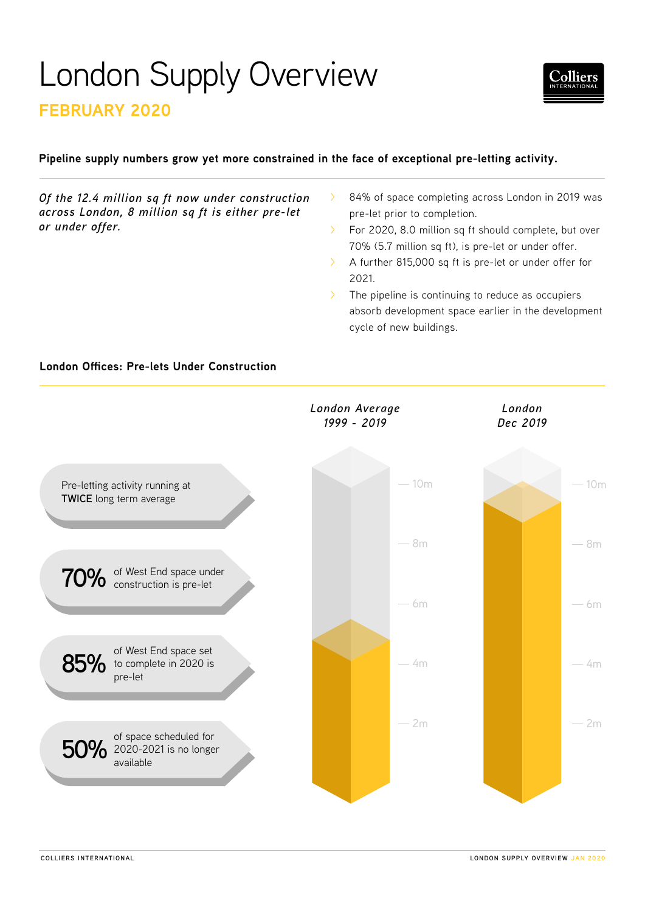# London Supply Overview

## FEBRUARY 2020

**Pipeline supply numbers grow yet more constrained in the face of exceptional pre-letting activity.**

*Of the 12.4 million sq ft now under construction across London, 8 million sq ft is either pre-let or under offer.*

- 84% of space completing across London in 2019 was pre-let prior to completion.
- For 2020, 8.0 million sq ft should complete, but over 70% (5.7 million sq ft), is pre-let or under offer.
- A further 815,000 sq ft is pre-let or under offer for 2021.
- The pipeline is continuing to reduce as occupiers absorb development space earlier in the development cycle of new buildings.

### London Offices: Pre-lets Under Construction

Pre-letting activity running at **TWICE** long term average

**70%** of West End space under construction is pre-let

**85%** of West End space set to complete in 2020 is pre-let

**50%** of space scheduled for 2020-2021 is no longer available

*London Average 1999 - 2019*

*London Dec 2019*

10m
8m
6m
4m
2m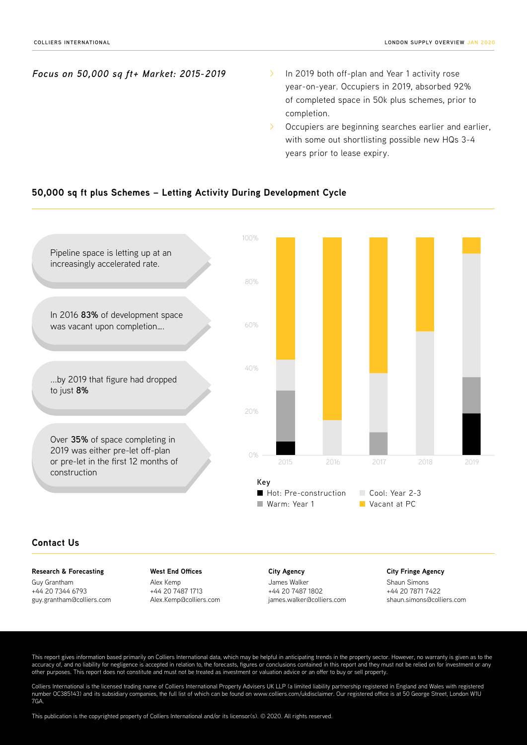*Focus on 50,000 sq ft+ Market: 2015-2019*

- In 2019 both off-plan and Year 1 activity rose year-on-year. Occupiers in 2019, absorbed 92% of completed space in 50k plus schemes, prior to completion.
- Occupiers are beginning searches earlier and earlier, with some out shortlisting possible new HQs 3-4 years prior to lease expiry.

## 50,000 sq ft plus Schemes – Letting Activity During Development Cycle

Pipeline space is letting up at an increasingly accelerated rate.

In 2016 **83%** of development space was vacant upon completion....

...by 2019 that figure had dropped to just **8%**

Over **35%** of space completing in 2019 was either pre-let off-plan or pre-let in the first 12 months of construction

100%
80%
60%
40%
20%
0%

2015 2016 2017 2018 2019

Key
Hot: Pre-construction
Warm: Year 1
Cool: Year 2-3
Vacant at PC

## Contact Us

**Research & Forecasting**
Guy Grantham
+44 20 7344 6793
guy.grantham@colliers.com

**West End Offices**
Alex Kemp
+44 20 7487 1713
Alex.Kemp@colliers.com

**City Agency**
James Walker
+44 20 7487 1802
james.walker@colliers.com

**City Fringe Agency**
Shaun Simons
+44 20 7871 7422
shaun.simons@colliers.com

This report gives information based primarily on Colliers International data, which may be helpful in anticipating trends in the property sector. However, no warranty is given as to the accuracy of, and no liability for negligence is accepted in relation to, the forecasts, figures or conclusions contained in this report and they must not be relied on for investment or any other purposes. This report does not constitute and must not be treated as investment or valuation advice or an offer to buy or sell property.

Colliers International is the licensed trading name of Colliers International Property Advisers UK LLP (a limited liability partnership registered in England and Wales with registered number OC385143) and its subsidiary companies, the full list of which can be found on www.colliers.com/ukdisclaimer. Our registered office is at 50 George Street, London W1U 7GA.

This publication is the copyrighted property of Colliers International and/or its licensor(s). © 2020. All rights reserved.